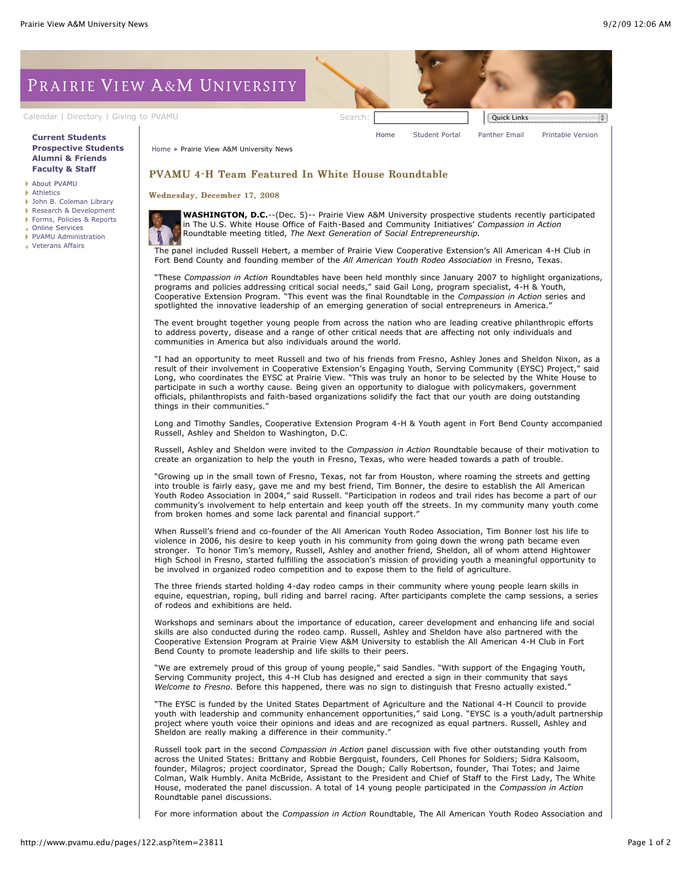# PVAMU 4-H Team Featured In White House Roundtable

**Wednesday, December 17, 2008**

**WASHINGTON, D.C.**--(Dec. 5)-- Prairie View A&M University prospective students recently participated in The U.S. White House Office of Faith-Based and Community Initiatives' *Compassion in Action* Roundtable meeting titled, *The Next Generation of Social Entrepreneurship.*

The panel included Russell Hebert, a member of Prairie View Cooperative Extension's All American 4-H Club in Fort Bend County and founding member of the *All American Youth Rodeo Association* in Fresno, Texas.

"These *Compassion in Action* Roundtables have been held monthly since January 2007 to highlight organizations, programs and policies addressing critical social needs," said Gail Long, program specialist, 4-H & Youth, Cooperative Extension Program. "This event was the final Roundtable in the *Compassion in Action* series and spotlighted the innovative leadership of an emerging generation of social entrepreneurs in America."

The event brought together young people from across the nation who are leading creative philanthropic efforts to address poverty, disease and a range of other critical needs that are affecting not only individuals and communities in America but also individuals around the world.

"I had an opportunity to meet Russell and two of his friends from Fresno, Ashley Jones and Sheldon Nixon, as a result of their involvement in Cooperative Extension's Engaging Youth, Serving Community (EYSC) Project," said Long, who coordinates the EYSC at Prairie View. "This was truly an honor to be selected by the White House to participate in such a worthy cause. Being given an opportunity to dialogue with policymakers, government officials, philanthropists and faith-based organizations solidify the fact that our youth are doing outstanding things in their communities."

Long and Timothy Sandles, Cooperative Extension Program 4-H & Youth agent in Fort Bend County accompanied Russell, Ashley and Sheldon to Washington, D.C.

Russell, Ashley and Sheldon were invited to the *Compassion in Action* Roundtable because of their motivation to create an organization to help the youth in Fresno, Texas, who were headed towards a path of trouble.

"Growing up in the small town of Fresno, Texas, not far from Houston, where roaming the streets and getting into trouble is fairly easy, gave me and my best friend, Tim Bonner, the desire to establish the All American Youth Rodeo Association in 2004," said Russell. "Participation in rodeos and trail rides has become a part of our community's involvement to help entertain and keep youth off the streets. In my community many youth come from broken homes and some lack parental and financial support."

When Russell's friend and co-founder of the All American Youth Rodeo Association, Tim Bonner lost his life to violence in 2006, his desire to keep youth in his community from going down the wrong path became even stronger. To honor Tim's memory, Russell, Ashley and another friend, Sheldon, all of whom attend Hightower High School in Fresno, started fulfilling the association's mission of providing youth a meaningful opportunity to be involved in organized rodeo competition and to expose them to the field of agriculture.

The three friends started holding 4-day rodeo camps in their community where young people learn skills in equine, equestrian, roping, bull riding and barrel racing. After participants complete the camp sessions, a series of rodeos and exhibitions are held.

Workshops and seminars about the importance of education, career development and enhancing life and social skills are also conducted during the rodeo camp. Russell, Ashley and Sheldon have also partnered with the Cooperative Extension Program at Prairie View A&M University to establish the All American 4-H Club in Fort Bend County to promote leadership and life skills to their peers.

"We are extremely proud of this group of young people," said Sandles. "With support of the Engaging Youth, Serving Community project, this 4-H Club has designed and erected a sign in their community that says *Welcome to Fresno.* Before this happened, there was no sign to distinguish that Fresno actually existed."

"The EYSC is funded by the United States Department of Agriculture and the National 4-H Council to provide youth with leadership and community enhancement opportunities," said Long. "EYSC is a youth/adult partnership project where youth voice their opinions and ideas and are recognized as equal partners. Russell, Ashley and Sheldon are really making a difference in their community."

Russell took part in the second *Compassion in Action* panel discussion with five other outstanding youth from across the United States: Brittany and Robbie Bergquist, founders, Cell Phones for Soldiers; Sidra Kalsoom, founder, Milagros; project coordinator, Spread the Dough; Cally Robertson, founder, Thai Totes; and Jaime Colman, Walk Humbly. Anita McBride, Assistant to the President and Chief of Staff to the First Lady, The White House, moderated the panel discussion. A total of 14 young people participated in the *Compassion in Action* Roundtable panel discussions.

For more information about the *Compassion in Action* Roundtable, The All American Youth Rodeo Association and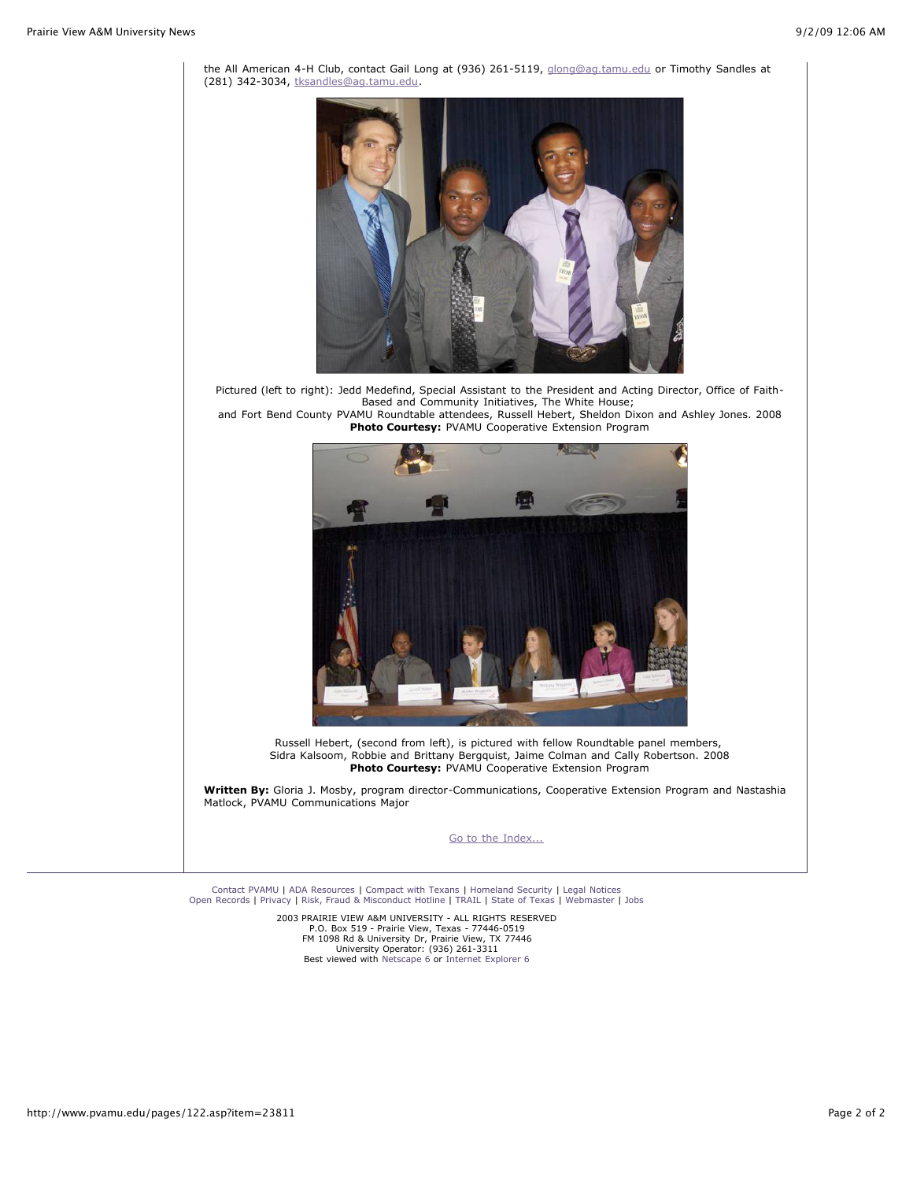the All American 4-H Club, contact Gail Long at (936) 261-5119, glong@ag.tamu.edu or Timothy Sandles at (281) 342-3034, tksandles@ag.tamu.edu.

Pictured (left to right): Jedd Medefind, Special Assistant to the President and Acting Director, Office of Faith-Based and Community Initiatives, The White House;
and Fort Bend County PVAMU Roundtable attendees, Russell Hebert, Sheldon Dixon and Ashley Jones. 2008
**Photo Courtesy:** PVAMU Cooperative Extension Program

Russell Hebert, (second from left), is pictured with fellow Roundtable panel members,
Sidra Kalsoom, Robbie and Brittany Bergquist, Jaime Colman and Cally Robertson. 2008
**Photo Courtesy:** PVAMU Cooperative Extension Program

**Written By:** Gloria J. Mosby, program director-Communications, Cooperative Extension Program and Nastashia Matlock, PVAMU Communications Major

Go to the Index...

Contact PVAMU | ADA Resources | Compact with Texans | Homeland Security | Legal Notices
Open Records | Privacy | Risk, Fraud & Misconduct Hotline | TRAIL | State of Texas | Webmaster | Jobs

2003 PRAIRIE VIEW A&M UNIVERSITY - ALL RIGHTS RESERVED
P.O. Box 519 - Prairie View, Texas - 77446-0519
FM 1098 Rd & University Dr, Prairie View, TX 77446
University Operator: (936) 261-3311
Best viewed with Netscape 6 or Internet Explorer 6